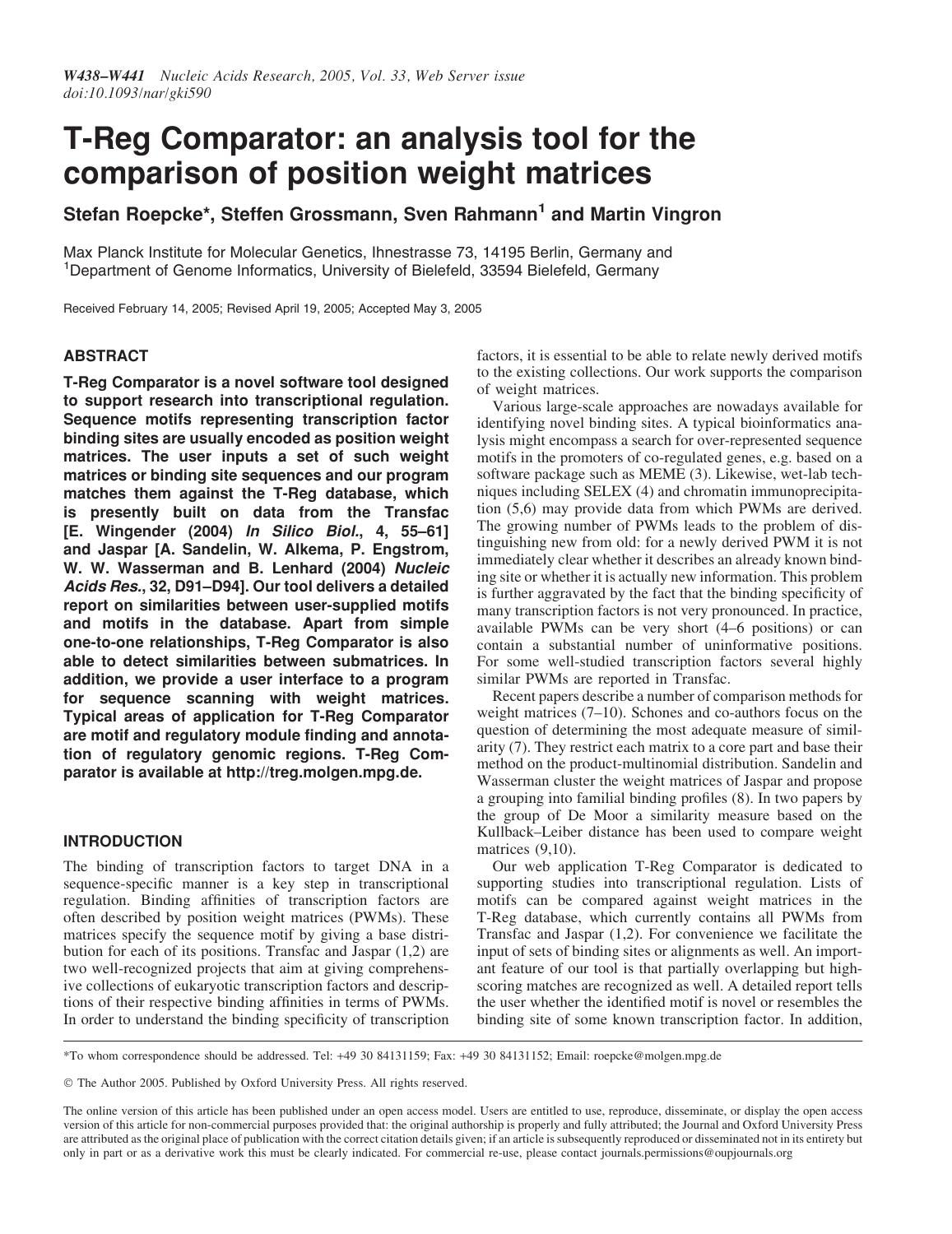# T-Reg Comparator: an analysis tool for the comparison of position weight matrices

**Stefan Roepcke*, Steffen Grossmann, Sven Rahmann[1] and Martin Vingron**

Max Planck Institute for Molecular Genetics, Ihnestrasse 73, 14195 Berlin, Germany and [1]Department of Genome Informatics, University of Bielefeld, 33594 Bielefeld, Germany

Received February 14, 2005; Revised April 19, 2005; Accepted May 3, 2005

## ABSTRACT

**T-Reg Comparator is a novel software tool designed to support research into transcriptional regulation. Sequence motifs representing transcription factor binding sites are usually encoded as position weight matrices. The user inputs a set of such weight matrices or binding site sequences and our program matches them against the T-Reg database, which is presently built on data from the Transfac [E. Wingender (2004) *In Silico Biol.*, 4, 55–61] and Jaspar [A. Sandelin, W. Alkema, P. Engstrom, W. W. Wasserman and B. Lenhard (2004) *Nucleic Acids Res.*, 32, D91–D94]. Our tool delivers a detailed report on similarities between user-supplied motifs and motifs in the database. Apart from simple one-to-one relationships, T-Reg Comparator is also able to detect similarities between submatrices. In addition, we provide a user interface to a program for sequence scanning with weight matrices. Typical areas of application for T-Reg Comparator are motif and regulatory module finding and annotation of regulatory genomic regions. T-Reg Comparator is available at http://treg.molgen.mpg.de.**

## INTRODUCTION

The binding of transcription factors to target DNA in a sequence-specific manner is a key step in transcriptional regulation. Binding affinities of transcription factors are often described by position weight matrices (PWMs). These matrices specify the sequence motif by giving a base distribution for each of its positions. Transfac and Jaspar (1,2) are two well-recognized projects that aim at giving comprehensive collections of eukaryotic transcription factors and descriptions of their respective binding affinities in terms of PWMs. In order to understand the binding specificity of transcription factors, it is essential to be able to relate newly derived motifs to the existing collections. Our work supports the comparison of weight matrices.

Various large-scale approaches are nowadays available for identifying novel binding sites. A typical bioinformatics analysis might encompass a search for over-represented sequence motifs in the promoters of co-regulated genes, e.g. based on a software package such as MEME (3). Likewise, wet-lab techniques including SELEX (4) and chromatin immunoprecipitation (5,6) may provide data from which PWMs are derived. The growing number of PWMs leads to the problem of distinguishing new from old: for a newly derived PWM it is not immediately clear whether it describes an already known binding site or whether it is actually new information. This problem is further aggravated by the fact that the binding specificity of many transcription factors is not very pronounced. In practice, available PWMs can be very short (4–6 positions) or can contain a substantial number of uninformative positions. For some well-studied transcription factors several highly similar PWMs are reported in Transfac.

Recent papers describe a number of comparison methods for weight matrices (7–10). Schones and co-authors focus on the question of determining the most adequate measure of similarity (7). They restrict each matrix to a core part and base their method on the product-multinomial distribution. Sandelin and Wasserman cluster the weight matrices of Jaspar and propose a grouping into familial binding profiles (8). In two papers by the group of De Moor a similarity measure based on the Kullback–Leiber distance has been used to compare weight matrices (9,10).

Our web application T-Reg Comparator is dedicated to supporting studies into transcriptional regulation. Lists of motifs can be compared against weight matrices in the T-Reg database, which currently contains all PWMs from Transfac and Jaspar (1,2). For convenience we facilitate the input of sets of binding sites or alignments as well. An important feature of our tool is that partially overlapping but high-scoring matches are recognized as well. A detailed report tells the user whether the identified motif is novel or resembles the binding site of some known transcription factor. In addition,

*To whom correspondence should be addressed. Tel: +49 30 84131159; Fax: +49 30 84131152; Email: roepcke@molgen.mpg.de

© The Author 2005. Published by Oxford University Press. All rights reserved.

The online version of this article has been published under an open access model. Users are entitled to use, reproduce, disseminate, or display the open access version of this article for non-commercial purposes provided that: the original authorship is properly and fully attributed; the Journal and Oxford University Press are attributed as the original place of publication with the correct citation details given; if an article is subsequently reproduced or disseminated not in its entirety but only in part or as a derivative work this must be clearly indicated. For commercial re-use, please contact journals.permissions@oupjournals.org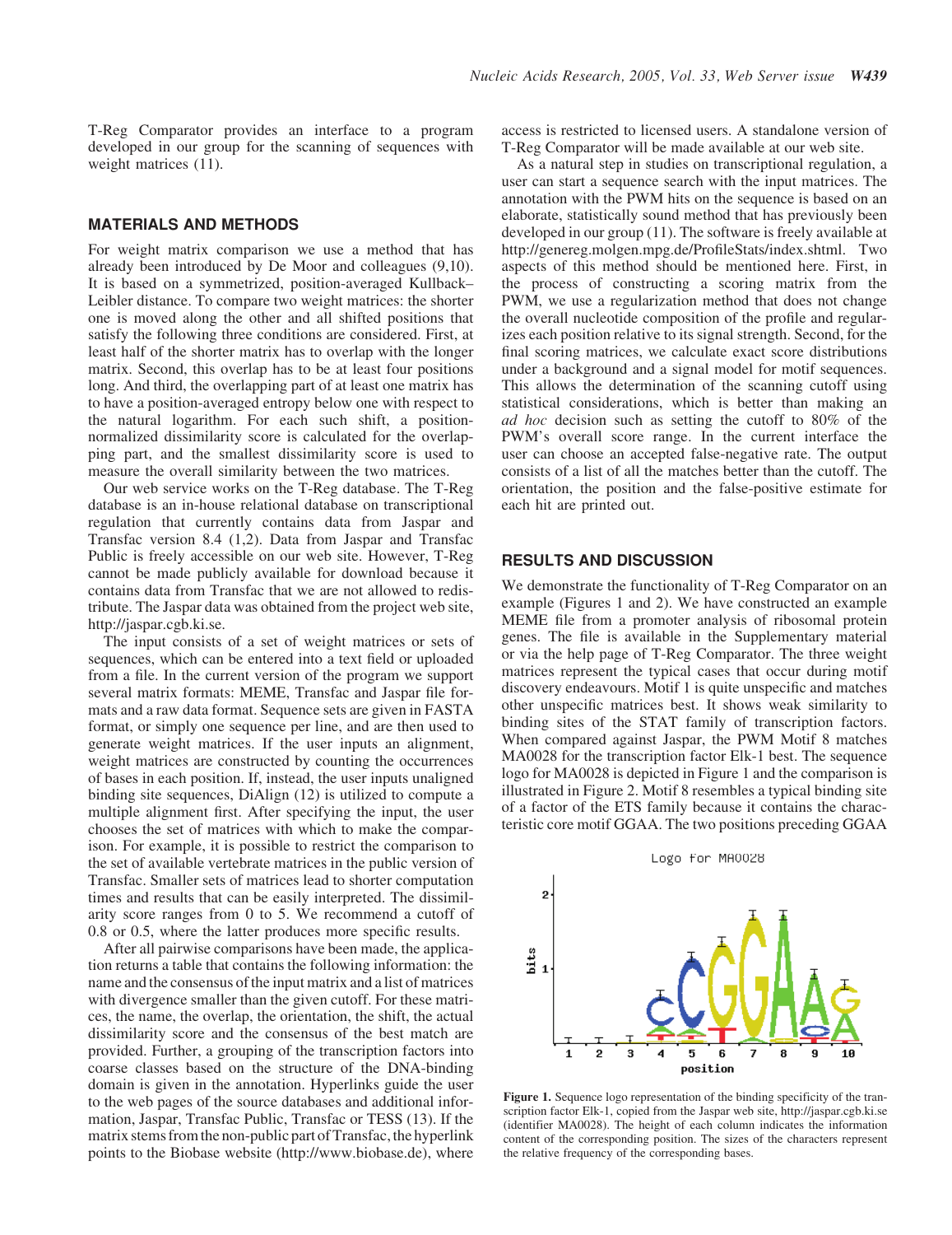T-Reg Comparator provides an interface to a program developed in our group for the scanning of sequences with weight matrices (11).

## MATERIALS AND METHODS

For weight matrix comparison we use a method that has already been introduced by De Moor and colleagues (9,10). It is based on a symmetrized, position-averaged Kullback–Leibler distance. To compare two weight matrices: the shorter one is moved along the other and all shifted positions that satisfy the following three conditions are considered. First, at least half of the shorter matrix has to overlap with the longer matrix. Second, this overlap has to be at least four positions long. And third, the overlapping part of at least one matrix has to have a position-averaged entropy below one with respect to the natural logarithm. For each such shift, a position-normalized dissimilarity score is calculated for the overlapping part, and the smallest dissimilarity score is used to measure the overall similarity between the two matrices.

Our web service works on the T-Reg database. The T-Reg database is an in-house relational database on transcriptional regulation that currently contains data from Jaspar and Transfac version 8.4 (1,2). Data from Jaspar and Transfac Public is freely accessible on our web site. However, T-Reg cannot be made publicly available for download because it contains data from Transfac that we are not allowed to redistribute. The Jaspar data was obtained from the project web site, http://jaspar.cgb.ki.se.

The input consists of a set of weight matrices or sets of sequences, which can be entered into a text field or uploaded from a file. In the current version of the program we support several matrix formats: MEME, Transfac and Jaspar file formats and a raw data format. Sequence sets are given in FASTA format, or simply one sequence per line, and are then used to generate weight matrices. If the user inputs an alignment, weight matrices are constructed by counting the occurrences of bases in each position. If, instead, the user inputs unaligned binding site sequences, DiAlign (12) is utilized to compute a multiple alignment first. After specifying the input, the user chooses the set of matrices with which to make the comparison. For example, it is possible to restrict the comparison to the set of available vertebrate matrices in the public version of Transfac. Smaller sets of matrices lead to shorter computation times and results that can be easily interpreted. The dissimilarity score ranges from 0 to 5. We recommend a cutoff of 0.8 or 0.5, where the latter produces more specific results.

After all pairwise comparisons have been made, the application returns a table that contains the following information: the name and the consensus of the input matrix and a list of matrices with divergence smaller than the given cutoff. For these matrices, the name, the overlap, the orientation, the shift, the actual dissimilarity score and the consensus of the best match are provided. Further, a grouping of the transcription factors into coarse classes based on the structure of the DNA-binding domain is given in the annotation. Hyperlinks guide the user to the web pages of the source databases and additional information, Jaspar, Transfac Public, Transfac or TESS (13). If the matrix stems from the non-public part of Transfac, the hyperlink points to the Biobase website (http://www.biobase.de), where access is restricted to licensed users. A standalone version of T-Reg Comparator will be made available at our web site.

As a natural step in studies on transcriptional regulation, a user can start a sequence search with the input matrices. The annotation with the PWM hits on the sequence is based on an elaborate, statistically sound method that has previously been developed in our group (11). The software is freely available at http://genereg.molgen.mpg.de/ProfileStats/index.shtml. Two aspects of this method should be mentioned here. First, in the process of constructing a scoring matrix from the PWM, we use a regularization method that does not change the overall nucleotide composition of the profile and regularizes each position relative to its signal strength. Second, for the final scoring matrices, we calculate exact score distributions under a background and a signal model for motif sequences. This allows the determination of the scanning cutoff using statistical considerations, which is better than making an *ad hoc* decision such as setting the cutoff to 80% of the PWM's overall score range. In the current interface the user can choose an accepted false-negative rate. The output consists of a list of all the matches better than the cutoff. The orientation, the position and the false-positive estimate for each hit are printed out.

## RESULTS AND DISCUSSION

We demonstrate the functionality of T-Reg Comparator on an example (Figures 1 and 2). We have constructed an example MEME file from a promoter analysis of ribosomal protein genes. The file is available in the Supplementary material or via the help page of T-Reg Comparator. The three weight matrices represent the typical cases that occur during motif discovery endeavours. Motif 1 is quite unspecific and matches other unspecific matrices best. It shows weak similarity to binding sites of the STAT family of transcription factors. When compared against Jaspar, the PWM Motif 8 matches MA0028 for the transcription factor Elk-1 best. The sequence logo for MA0028 is depicted in Figure 1 and the comparison is illustrated in Figure 2. Motif 8 resembles a typical binding site of a factor of the ETS family because it contains the characteristic core motif GGAA. The two positions preceding GGAA

**Figure 1.** Sequence logo representation of the binding specificity of the transcription factor Elk-1, copied from the Jaspar web site, http://jaspar.cgb.ki.se (identifier MA0028). The height of each column indicates the information content of the corresponding position. The sizes of the characters represent the relative frequency of the corresponding bases.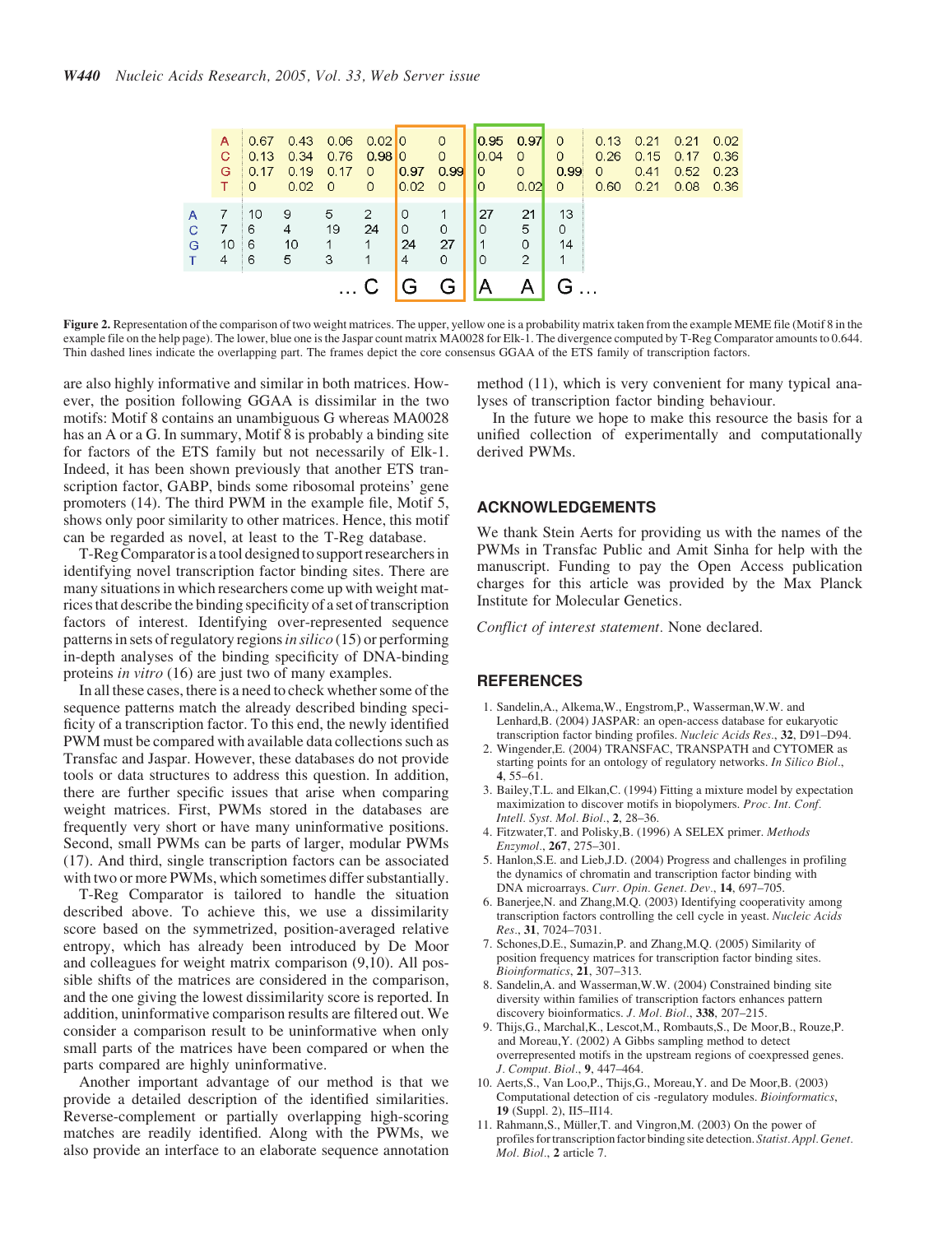| | | | | | | | | | | | | | | |
|---|---|---|---|---|---|---|---|---|---|---|---|---|---|---|
| | A | | 0.67 | 0.43 | 0.06 | 0.02 | 0 | 0 | 0.95 | 0.97 | 0 | 0.13 | 0.21 | 0.21 | 0.02 |
| | C | | 0.13 | 0.34 | 0.76 | 0.98 | 0 | 0 | 0.04 | 0 | 0 | 0.26 | 0.15 | 0.17 | 0.36 |
| | G | | 0.17 | 0.19 | 0.17 | 0 | 0.97 | 0.99 | 0 | 0 | 0.99 | 0 | 0.41 | 0.52 | 0.23 |
| | T | | 0 | 0.02 | 0 | 0 | 0.02 | 0 | 0 | 0.02 | 0 | 0.60 | 0.21 | 0.08 | 0.36 |
| A | | 7 | 10 | 9 | 5 | 2 | 0 | 1 | 27 | 21 | 13 | | | | |
| C | | 7 | 6 | 4 | 19 | 24 | 0 | 0 | 0 | 5 | 0 | | | | |
| G | | 10 | 6 | 10 | 1 | 1 | 24 | 27 | 1 | 0 | 14 | | | | |
| T | | 4 | 6 | 5 | 3 | 1 | 4 | 0 | 0 | 2 | 1 | | | | |
| | | | | | | …C | G | G | A | A | G… | | | | |

**Figure 2.** Representation of the comparison of two weight matrices. The upper, yellow one is a probability matrix taken from the example MEME file (Motif 8 in the example file on the help page). The lower, blue one is the Jaspar count matrix MA0028 for Elk-1. The divergence computed by T-Reg Comparator amounts to 0.644. Thin dashed lines indicate the overlapping part. The frames depict the core consensus GGAA of the ETS family of transcription factors.

are also highly informative and similar in both matrices. However, the position following GGAA is dissimilar in the two motifs: Motif 8 contains an unambiguous G whereas MA0028 has an A or a G. In summary, Motif 8 is probably a binding site for factors of the ETS family but not necessarily of Elk-1. Indeed, it has been shown previously that another ETS transcription factor, GABP, binds some ribosomal proteins' gene promoters (14). The third PWM in the example file, Motif 5, shows only poor similarity to other matrices. Hence, this motif can be regarded as novel, at least to the T-Reg database.

T-Reg Comparator is a tool designed to support researchers in identifying novel transcription factor binding sites. There are many situations in which researchers come up with weight matrices that describe the binding specificity of a set of transcription factors of interest. Identifying over-represented sequence patterns in sets of regulatory regions *in silico* (15) or performing in-depth analyses of the binding specificity of DNA-binding proteins *in vitro* (16) are just two of many examples.

In all these cases, there is a need to check whether some of the sequence patterns match the already described binding specificity of a transcription factor. To this end, the newly identified PWM must be compared with available data collections such as Transfac and Jaspar. However, these databases do not provide tools or data structures to address this question. In addition, there are further specific issues that arise when comparing weight matrices. First, PWMs stored in the databases are frequently very short or have many uninformative positions. Second, small PWMs can be parts of larger, modular PWMs (17). And third, single transcription factors can be associated with two or more PWMs, which sometimes differ substantially.

T-Reg Comparator is tailored to handle the situation described above. To achieve this, we use a dissimilarity score based on the symmetrized, position-averaged relative entropy, which has already been introduced by De Moor and colleagues for weight matrix comparison (9,10). All possible shifts of the matrices are considered in the comparison, and the one giving the lowest dissimilarity score is reported. In addition, uninformative comparison results are filtered out. We consider a comparison result to be uninformative when only small parts of the matrices have been compared or when the parts compared are highly uninformative.

Another important advantage of our method is that we provide a detailed description of the identified similarities. Reverse-complement or partially overlapping high-scoring matches are readily identified. Along with the PWMs, we also provide an interface to an elaborate sequence annotation method (11), which is very convenient for many typical analyses of transcription factor binding behaviour.

In the future we hope to make this resource the basis for a unified collection of experimentally and computationally derived PWMs.

## ACKNOWLEDGEMENTS

We thank Stein Aerts for providing us with the names of the PWMs in Transfac Public and Amit Sinha for help with the manuscript. Funding to pay the Open Access publication charges for this article was provided by the Max Planck Institute for Molecular Genetics.

*Conflict of interest statement*. None declared.

## REFERENCES

1. Sandelin,A., Alkema,W., Engstrom,P., Wasserman,W.W. and Lenhard,B. (2004) JASPAR: an open-access database for eukaryotic transcription factor binding profiles. *Nucleic Acids Res*., **32**, D91–D94.
2. Wingender,E. (2004) TRANSFAC, TRANSPATH and CYTOMER as starting points for an ontology of regulatory networks. *In Silico Biol*., **4**, 55–61.
3. Bailey,T.L. and Elkan,C. (1994) Fitting a mixture model by expectation maximization to discover motifs in biopolymers. *Proc. Int. Conf. Intell. Syst. Mol. Biol*., **2**, 28–36.
4. Fitzwater,T. and Polisky,B. (1996) A SELEX primer. *Methods Enzymol*., **267**, 275–301.
5. Hanlon,S.E. and Lieb,J.D. (2004) Progress and challenges in profiling the dynamics of chromatin and transcription factor binding with DNA microarrays. *Curr. Opin. Genet. Dev*., **14**, 697–705.
6. Banerjee,N. and Zhang,M.Q. (2003) Identifying cooperativity among transcription factors controlling the cell cycle in yeast. *Nucleic Acids Res*., **31**, 7024–7031.
7. Schones,D.E., Sumazin,P. and Zhang,M.Q. (2005) Similarity of position frequency matrices for transcription factor binding sites. *Bioinformatics*, **21**, 307–313.
8. Sandelin,A. and Wasserman,W.W. (2004) Constrained binding site diversity within families of transcription factors enhances pattern discovery bioinformatics. *J. Mol. Biol*., **338**, 207–215.
9. Thijs,G., Marchal,K., Lescot,M., Rombauts,S., De Moor,B., Rouze,P. and Moreau,Y. (2002) A Gibbs sampling method to detect overrepresented motifs in the upstream regions of coexpressed genes. *J. Comput. Biol*., **9**, 447–464.
10. Aerts,S., Van Loo,P., Thijs,G., Moreau,Y. and De Moor,B. (2003) Computational detection of cis -regulatory modules. *Bioinformatics*, **19** (Suppl. 2), II5–II14.
11. Rahmann,S., Müller,T. and Vingron,M. (2003) On the power of profiles for transcription factor binding site detection. *Statist. Appl. Genet. Mol. Biol*., **2** article 7.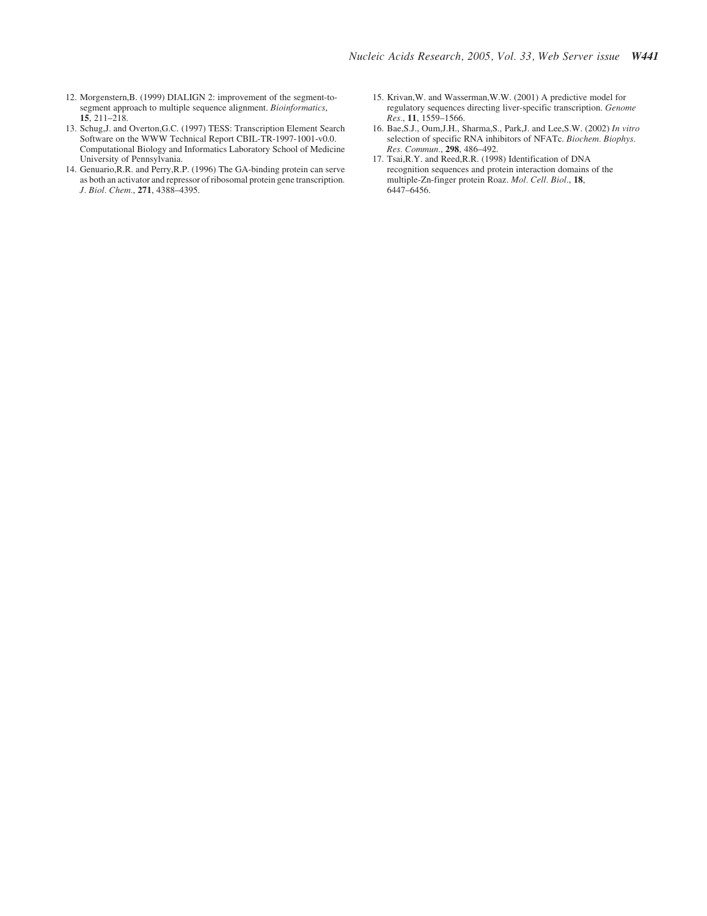12. Morgenstern,B. (1999) DIALIGN 2: improvement of the segment-to-segment approach to multiple sequence alignment. *Bioinformatics*, **15**, 211–218.
13. Schug,J. and Overton,G.C. (1997) TESS: Transcription Element Search Software on the WWW Technical Report CBIL-TR-1997-1001-v0.0. Computational Biology and Informatics Laboratory School of Medicine University of Pennsylvania.
14. Genuario,R.R. and Perry,R.P. (1996) The GA-binding protein can serve as both an activator and repressor of ribosomal protein gene transcription. *J. Biol. Chem.*, **271**, 4388–4395.
15. Krivan,W. and Wasserman,W.W. (2001) A predictive model for regulatory sequences directing liver-specific transcription. *Genome Res.*, **11**, 1559–1566.
16. Bae,S.J., Oum,J.H., Sharma,S., Park,J. and Lee,S.W. (2002) *In vitro* selection of specific RNA inhibitors of NFATc. *Biochem. Biophys. Res. Commun.*, **298**, 486–492.
17. Tsai,R.Y. and Reed,R.R. (1998) Identification of DNA recognition sequences and protein interaction domains of the multiple-Zn-finger protein Roaz. *Mol. Cell. Biol.*, **18**, 6447–6456.